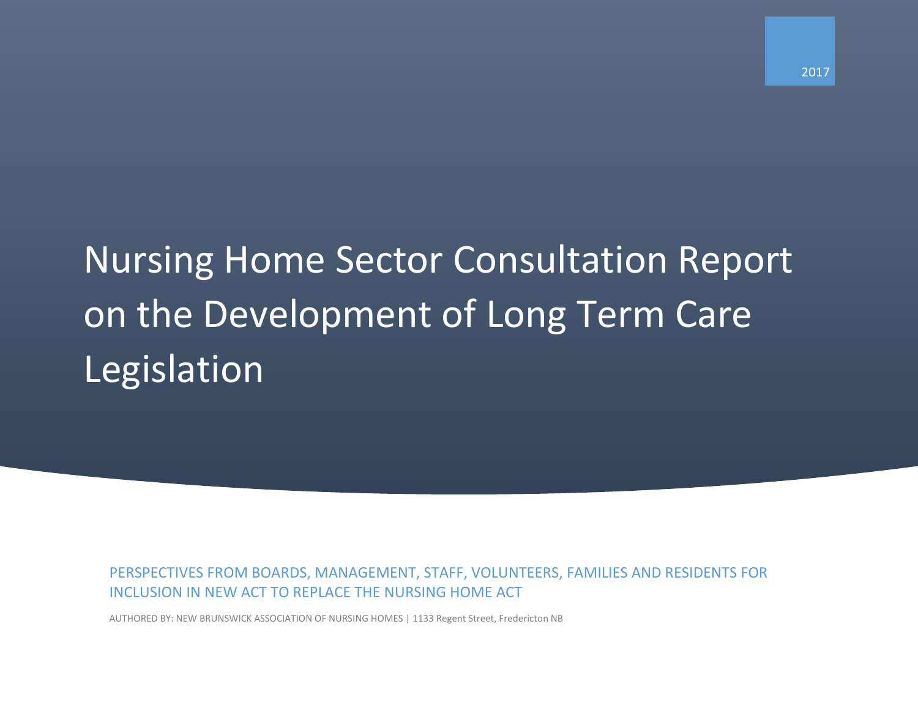2017

# Nursing Home Sector Consultation Report on the Development of Long Term Care Legislation

PERSPECTIVES FROM BOARDS, MANAGEMENT, STAFF, VOLUNTEERS, FAMILIES AND RESIDENTS FOR INCLUSION IN NEW ACT TO REPLACE THE NURSING HOME ACT

AUTHORED BY: NEW BRUNSWICK ASSOCIATION OF NURSING HOMES | 1133 Regent Street, Fredericton NB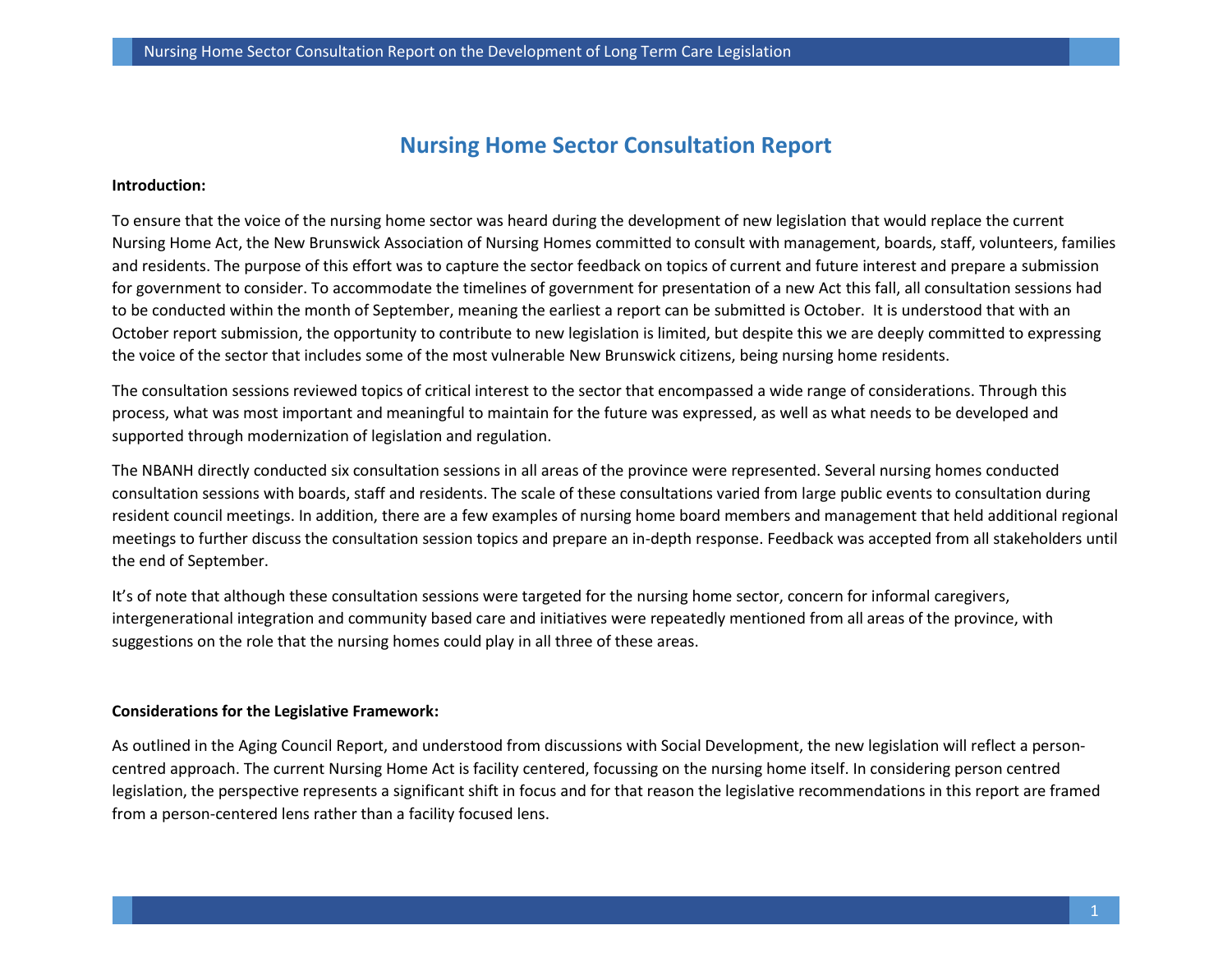# Nursing Home Sector Consultation Report

**Introduction:**

To ensure that the voice of the nursing home sector was heard during the development of new legislation that would replace the current Nursing Home Act, the New Brunswick Association of Nursing Homes committed to consult with management, boards, staff, volunteers, families and residents. The purpose of this effort was to capture the sector feedback on topics of current and future interest and prepare a submission for government to consider. To accommodate the timelines of government for presentation of a new Act this fall, all consultation sessions had to be conducted within the month of September, meaning the earliest a report can be submitted is October. It is understood that with an October report submission, the opportunity to contribute to new legislation is limited, but despite this we are deeply committed to expressing the voice of the sector that includes some of the most vulnerable New Brunswick citizens, being nursing home residents.

The consultation sessions reviewed topics of critical interest to the sector that encompassed a wide range of considerations. Through this process, what was most important and meaningful to maintain for the future was expressed, as well as what needs to be developed and supported through modernization of legislation and regulation.

The NBANH directly conducted six consultation sessions in all areas of the province were represented. Several nursing homes conducted consultation sessions with boards, staff and residents. The scale of these consultations varied from large public events to consultation during resident council meetings. In addition, there are a few examples of nursing home board members and management that held additional regional meetings to further discuss the consultation session topics and prepare an in-depth response. Feedback was accepted from all stakeholders until the end of September.

It's of note that although these consultation sessions were targeted for the nursing home sector, concern for informal caregivers, intergenerational integration and community based care and initiatives were repeatedly mentioned from all areas of the province, with suggestions on the role that the nursing homes could play in all three of these areas.

**Considerations for the Legislative Framework:**

As outlined in the Aging Council Report, and understood from discussions with Social Development, the new legislation will reflect a person-centred approach. The current Nursing Home Act is facility centered, focussing on the nursing home itself. In considering person centred legislation, the perspective represents a significant shift in focus and for that reason the legislative recommendations in this report are framed from a person-centered lens rather than a facility focused lens.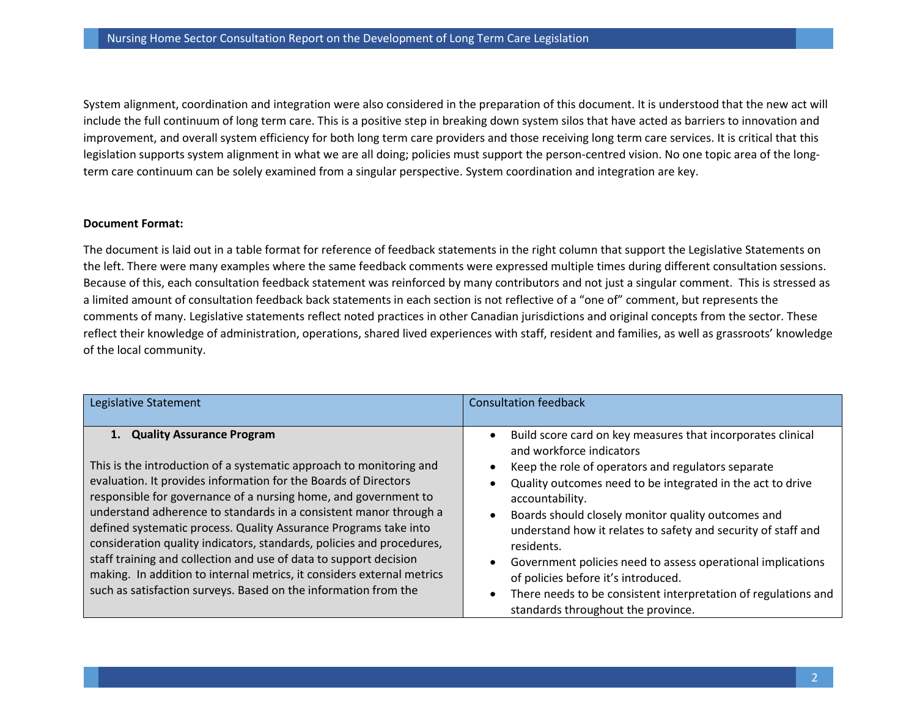System alignment, coordination and integration were also considered in the preparation of this document. It is understood that the new act will include the full continuum of long term care. This is a positive step in breaking down system silos that have acted as barriers to innovation and improvement, and overall system efficiency for both long term care providers and those receiving long term care services. It is critical that this legislation supports system alignment in what we are all doing; policies must support the person-centred vision. No one topic area of the long-term care continuum can be solely examined from a singular perspective. System coordination and integration are key.

**Document Format:**

The document is laid out in a table format for reference of feedback statements in the right column that support the Legislative Statements on the left. There were many examples where the same feedback comments were expressed multiple times during different consultation sessions. Because of this, each consultation feedback statement was reinforced by many contributors and not just a singular comment. This is stressed as a limited amount of consultation feedback back statements in each section is not reflective of a "one of" comment, but represents the comments of many. Legislative statements reflect noted practices in other Canadian jurisdictions and original concepts from the sector. These reflect their knowledge of administration, operations, shared lived experiences with staff, resident and families, as well as grassroots' knowledge of the local community.

| Legislative Statement | Consultation feedback |
|---|---|
| **1. Quality Assurance Program**<br><br>This is the introduction of a systematic approach to monitoring and evaluation. It provides information for the Boards of Directors responsible for governance of a nursing home, and government to understand adherence to standards in a consistent manor through a defined systematic process. Quality Assurance Programs take into consideration quality indicators, standards, policies and procedures, staff training and collection and use of data to support decision making. In addition to internal metrics, it considers external metrics such as satisfaction surveys. Based on the information from the | • Build score card on key measures that incorporates clinical and workforce indicators<br>• Keep the role of operators and regulators separate<br>• Quality outcomes need to be integrated in the act to drive accountability.<br>• Boards should closely monitor quality outcomes and understand how it relates to safety and security of staff and residents.<br>• Government policies need to assess operational implications of policies before it's introduced.<br>• There needs to be consistent interpretation of regulations and standards throughout the province. |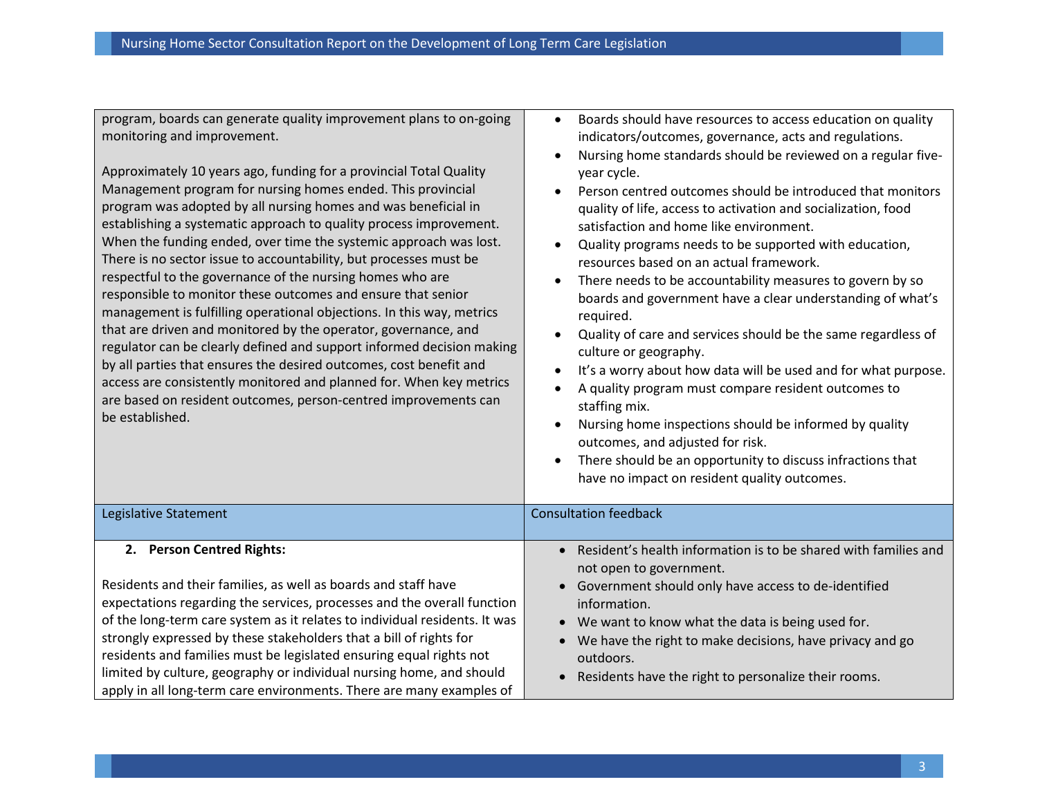| | |
|---|---|
| program, boards can generate quality improvement plans to on-going monitoring and improvement.<br><br>Approximately 10 years ago, funding for a provincial Total Quality Management program for nursing homes ended. This provincial program was adopted by all nursing homes and was beneficial in establishing a systematic approach to quality process improvement. When the funding ended, over time the systemic approach was lost. There is no sector issue to accountability, but processes must be respectful to the governance of the nursing homes who are responsible to monitor these outcomes and ensure that senior management is fulfilling operational objections. In this way, metrics that are driven and monitored by the operator, governance, and regulator can be clearly defined and support informed decision making by all parties that ensures the desired outcomes, cost benefit and access are consistently monitored and planned for. When key metrics are based on resident outcomes, person-centred improvements can be established. | • Boards should have resources to access education on quality indicators/outcomes, governance, acts and regulations.<br>• Nursing home standards should be reviewed on a regular five-year cycle.<br>• Person centred outcomes should be introduced that monitors quality of life, access to activation and socialization, food satisfaction and home like environment.<br>• Quality programs needs to be supported with education, resources based on an actual framework.<br>• There needs to be accountability measures to govern by so boards and government have a clear understanding of what's required.<br>• Quality of care and services should be the same regardless of culture or geography.<br>• It's a worry about how data will be used and for what purpose.<br>• A quality program must compare resident outcomes to staffing mix.<br>• Nursing home inspections should be informed by quality outcomes, and adjusted for risk.<br>• There should be an opportunity to discuss infractions that have no impact on resident quality outcomes. |
| Legislative Statement | Consultation feedback |
| **2. Person Centred Rights:**<br><br>Residents and their families, as well as boards and staff have expectations regarding the services, processes and the overall function of the long-term care system as it relates to individual residents. It was strongly expressed by these stakeholders that a bill of rights for residents and families must be legislated ensuring equal rights not limited by culture, geography or individual nursing home, and should apply in all long-term care environments. There are many examples of | • Resident's health information is to be shared with families and not open to government.<br>• Government should only have access to de-identified information.<br>• We want to know what the data is being used for.<br>• We have the right to make decisions, have privacy and go outdoors.<br>• Residents have the right to personalize their rooms. |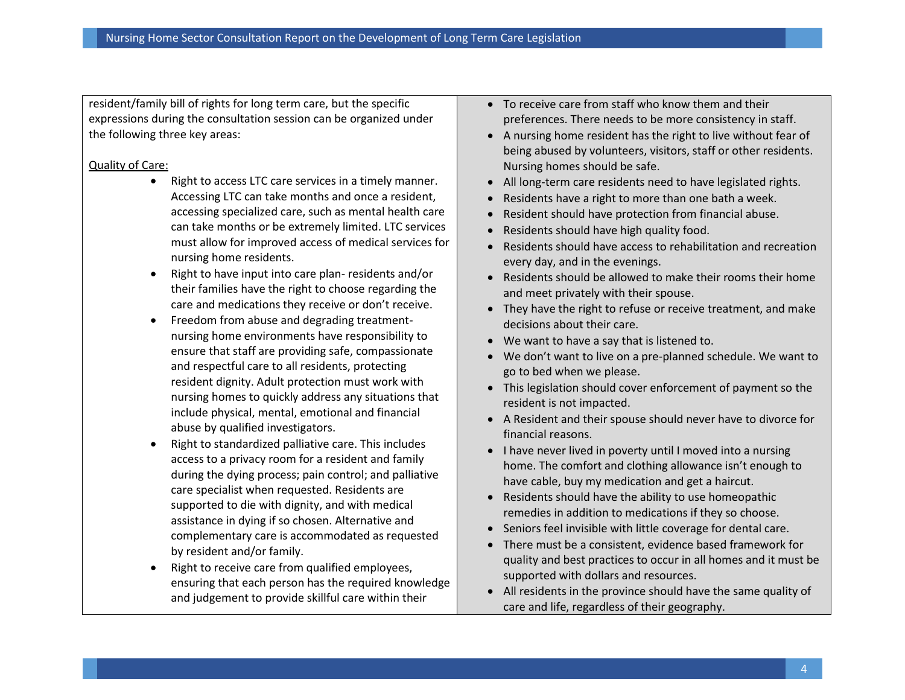resident/family bill of rights for long term care, but the specific expressions during the consultation session can be organized under the following three key areas:

Quality of Care:

- Right to access LTC care services in a timely manner. Accessing LTC can take months and once a resident, accessing specialized care, such as mental health care can take months or be extremely limited. LTC services must allow for improved access of medical services for nursing home residents.
- Right to have input into care plan- residents and/or their families have the right to choose regarding the care and medications they receive or don't receive.
- Freedom from abuse and degrading treatment- nursing home environments have responsibility to ensure that staff are providing safe, compassionate and respectful care to all residents, protecting resident dignity. Adult protection must work with nursing homes to quickly address any situations that include physical, mental, emotional and financial abuse by qualified investigators.
- Right to standardized palliative care. This includes access to a privacy room for a resident and family during the dying process; pain control; and palliative care specialist when requested. Residents are supported to die with dignity, and with medical assistance in dying if so chosen. Alternative and complementary care is accommodated as requested by resident and/or family.
- Right to receive care from qualified employees, ensuring that each person has the required knowledge and judgement to provide skillful care within their

- To receive care from staff who know them and their preferences. There needs to be more consistency in staff.
- A nursing home resident has the right to live without fear of being abused by volunteers, visitors, staff or other residents. Nursing homes should be safe.
- All long-term care residents need to have legislated rights.
- Residents have a right to more than one bath a week.
- Resident should have protection from financial abuse.
- Residents should have high quality food.
- Residents should have access to rehabilitation and recreation every day, and in the evenings.
- Residents should be allowed to make their rooms their home and meet privately with their spouse.
- They have the right to refuse or receive treatment, and make decisions about their care.
- We want to have a say that is listened to.
- We don't want to live on a pre-planned schedule. We want to go to bed when we please.
- This legislation should cover enforcement of payment so the resident is not impacted.
- A Resident and their spouse should never have to divorce for financial reasons.
- I have never lived in poverty until I moved into a nursing home. The comfort and clothing allowance isn't enough to have cable, buy my medication and get a haircut.
- Residents should have the ability to use homeopathic remedies in addition to medications if they so choose.
- Seniors feel invisible with little coverage for dental care.
- There must be a consistent, evidence based framework for quality and best practices to occur in all homes and it must be supported with dollars and resources.
- All residents in the province should have the same quality of care and life, regardless of their geography.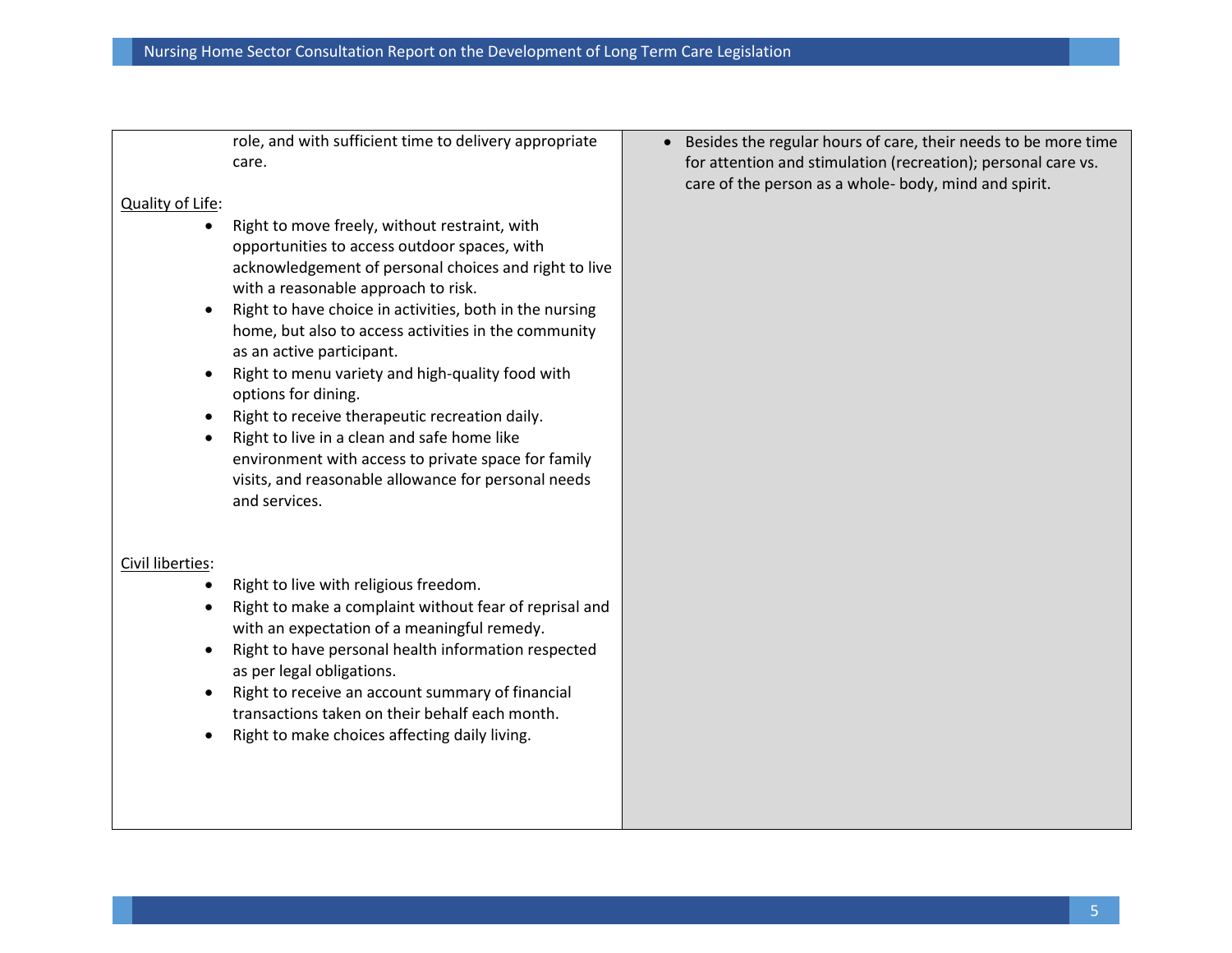| | |
|---|---|
| role, and with sufficient time to delivery appropriate care.<br><br><u>Quality of Life</u>:<br>• Right to move freely, without restraint, with opportunities to access outdoor spaces, with acknowledgement of personal choices and right to live with a reasonable approach to risk.<br>• Right to have choice in activities, both in the nursing home, but also to access activities in the community as an active participant.<br>• Right to menu variety and high-quality food with options for dining.<br>• Right to receive therapeutic recreation daily.<br>• Right to live in a clean and safe home like environment with access to private space for family visits, and reasonable allowance for personal needs and services.<br><br><u>Civil liberties</u>:<br>• Right to live with religious freedom.<br>• Right to make a complaint without fear of reprisal and with an expectation of a meaningful remedy.<br>• Right to have personal health information respected as per legal obligations.<br>• Right to receive an account summary of financial transactions taken on their behalf each month.<br>• Right to make choices affecting daily living. | • Besides the regular hours of care, their needs to be more time for attention and stimulation (recreation); personal care vs. care of the person as a whole- body, mind and spirit. |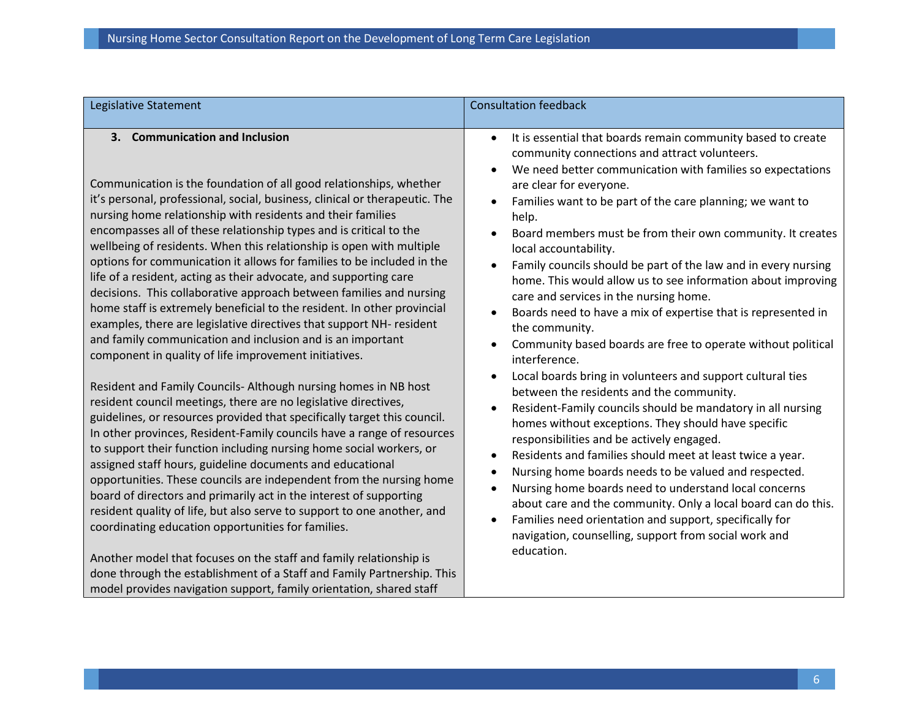| Legislative Statement | Consultation feedback |
|---|---|
| **3. Communication and Inclusion**<br><br>Communication is the foundation of all good relationships, whether it's personal, professional, social, business, clinical or therapeutic. The nursing home relationship with residents and their families encompasses all of these relationship types and is critical to the wellbeing of residents. When this relationship is open with multiple options for communication it allows for families to be included in the life of a resident, acting as their advocate, and supporting care decisions. This collaborative approach between families and nursing home staff is extremely beneficial to the resident. In other provincial examples, there are legislative directives that support NH- resident and family communication and inclusion and is an important component in quality of life improvement initiatives.<br><br>Resident and Family Councils- Although nursing homes in NB host resident council meetings, there are no legislative directives, guidelines, or resources provided that specifically target this council. In other provinces, Resident-Family councils have a range of resources to support their function including nursing home social workers, or assigned staff hours, guideline documents and educational opportunities. These councils are independent from the nursing home board of directors and primarily act in the interest of supporting resident quality of life, but also serve to support to one another, and coordinating education opportunities for families.<br><br>Another model that focuses on the staff and family relationship is done through the establishment of a Staff and Family Partnership. This model provides navigation support, family orientation, shared staff | • It is essential that boards remain community based to create community connections and attract volunteers.<br>• We need better communication with families so expectations are clear for everyone.<br>• Families want to be part of the care planning; we want to help.<br>• Board members must be from their own community. It creates local accountability.<br>• Family councils should be part of the law and in every nursing home. This would allow us to see information about improving care and services in the nursing home.<br>• Boards need to have a mix of expertise that is represented in the community.<br>• Community based boards are free to operate without political interference.<br>• Local boards bring in volunteers and support cultural ties between the residents and the community.<br>• Resident-Family councils should be mandatory in all nursing homes without exceptions. They should have specific responsibilities and be actively engaged.<br>• Residents and families should meet at least twice a year.<br>• Nursing home boards needs to be valued and respected.<br>• Nursing home boards need to understand local concerns about care and the community. Only a local board can do this.<br>• Families need orientation and support, specifically for navigation, counselling, support from social work and education. |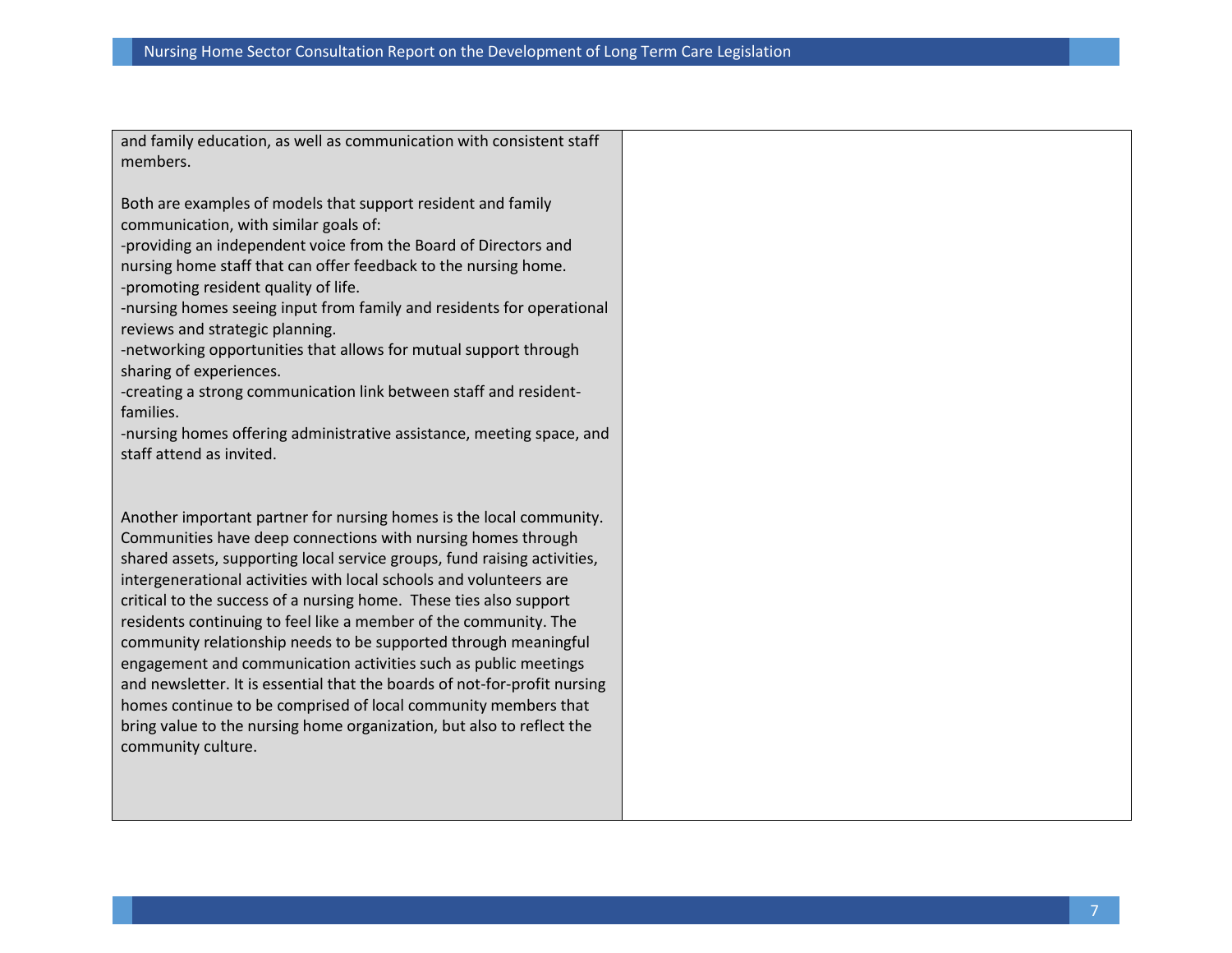| | |
|---|---|
| and family education, as well as communication with consistent staff members.<br><br>Both are examples of models that support resident and family communication, with similar goals of:<br>-providing an independent voice from the Board of Directors and nursing home staff that can offer feedback to the nursing home.<br>-promoting resident quality of life.<br>-nursing homes seeing input from family and residents for operational reviews and strategic planning.<br>-networking opportunities that allows for mutual support through sharing of experiences.<br>-creating a strong communication link between staff and resident-families.<br>-nursing homes offering administrative assistance, meeting space, and staff attend as invited.<br><br>Another important partner for nursing homes is the local community. Communities have deep connections with nursing homes through shared assets, supporting local service groups, fund raising activities, intergenerational activities with local schools and volunteers are critical to the success of a nursing home. These ties also support residents continuing to feel like a member of the community. The community relationship needs to be supported through meaningful engagement and communication activities such as public meetings and newsletter. It is essential that the boards of not-for-profit nursing homes continue to be comprised of local community members that bring value to the nursing home organization, but also to reflect the community culture. | |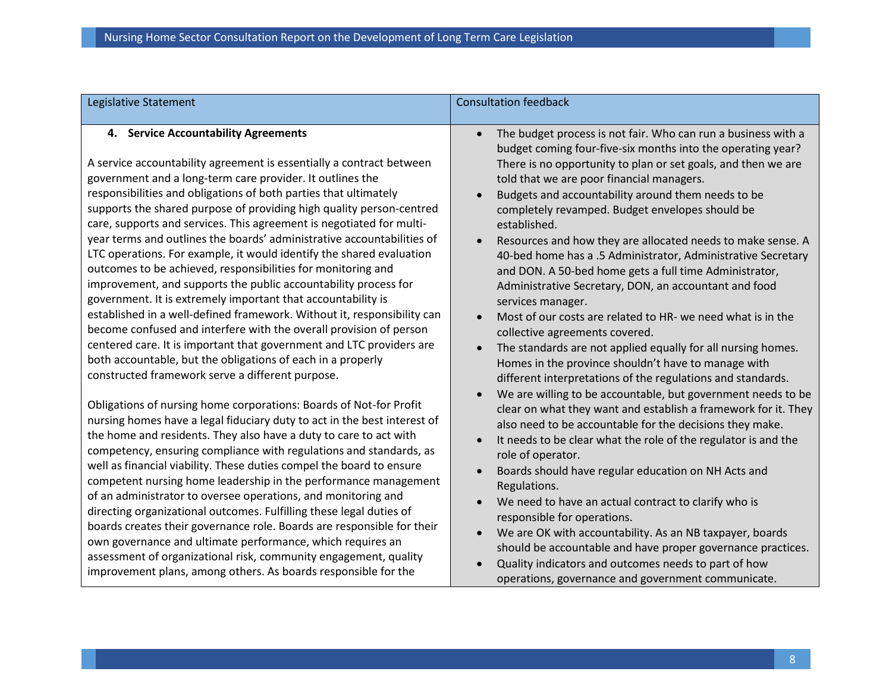| Legislative Statement | Consultation feedback |
|---|---|
| **4. Service Accountability Agreements**<br><br>A service accountability agreement is essentially a contract between government and a long-term care provider. It outlines the responsibilities and obligations of both parties that ultimately supports the shared purpose of providing high quality person-centred care, supports and services. This agreement is negotiated for multi-year terms and outlines the boards' administrative accountabilities of LTC operations. For example, it would identify the shared evaluation outcomes to be achieved, responsibilities for monitoring and improvement, and supports the public accountability process for government. It is extremely important that accountability is established in a well-defined framework. Without it, responsibility can become confused and interfere with the overall provision of person centered care. It is important that government and LTC providers are both accountable, but the obligations of each in a properly constructed framework serve a different purpose.<br><br>Obligations of nursing home corporations: Boards of Not-for Profit nursing homes have a legal fiduciary duty to act in the best interest of the home and residents. They also have a duty to care to act with competency, ensuring compliance with regulations and standards, as well as financial viability. These duties compel the board to ensure competent nursing home leadership in the performance management of an administrator to oversee operations, and monitoring and directing organizational outcomes. Fulfilling these legal duties of boards creates their governance role. Boards are responsible for their own governance and ultimate performance, which requires an assessment of organizational risk, community engagement, quality improvement plans, among others. As boards responsible for the | • The budget process is not fair. Who can run a business with a budget coming four-five-six months into the operating year? There is no opportunity to plan or set goals, and then we are told that we are poor financial managers.<br>• Budgets and accountability around them needs to be completely revamped. Budget envelopes should be established.<br>• Resources and how they are allocated needs to make sense. A 40-bed home has a .5 Administrator, Administrative Secretary and DON. A 50-bed home gets a full time Administrator, Administrative Secretary, DON, an accountant and food services manager.<br>• Most of our costs are related to HR- we need what is in the collective agreements covered.<br>• The standards are not applied equally for all nursing homes. Homes in the province shouldn't have to manage with different interpretations of the regulations and standards.<br>• We are willing to be accountable, but government needs to be clear on what they want and establish a framework for it. They also need to be accountable for the decisions they make.<br>• It needs to be clear what the role of the regulator is and the role of operator.<br>• Boards should have regular education on NH Acts and Regulations.<br>• We need to have an actual contract to clarify who is responsible for operations.<br>• We are OK with accountability. As an NB taxpayer, boards should be accountable and have proper governance practices.<br>• Quality indicators and outcomes needs to part of how operations, governance and government communicate. |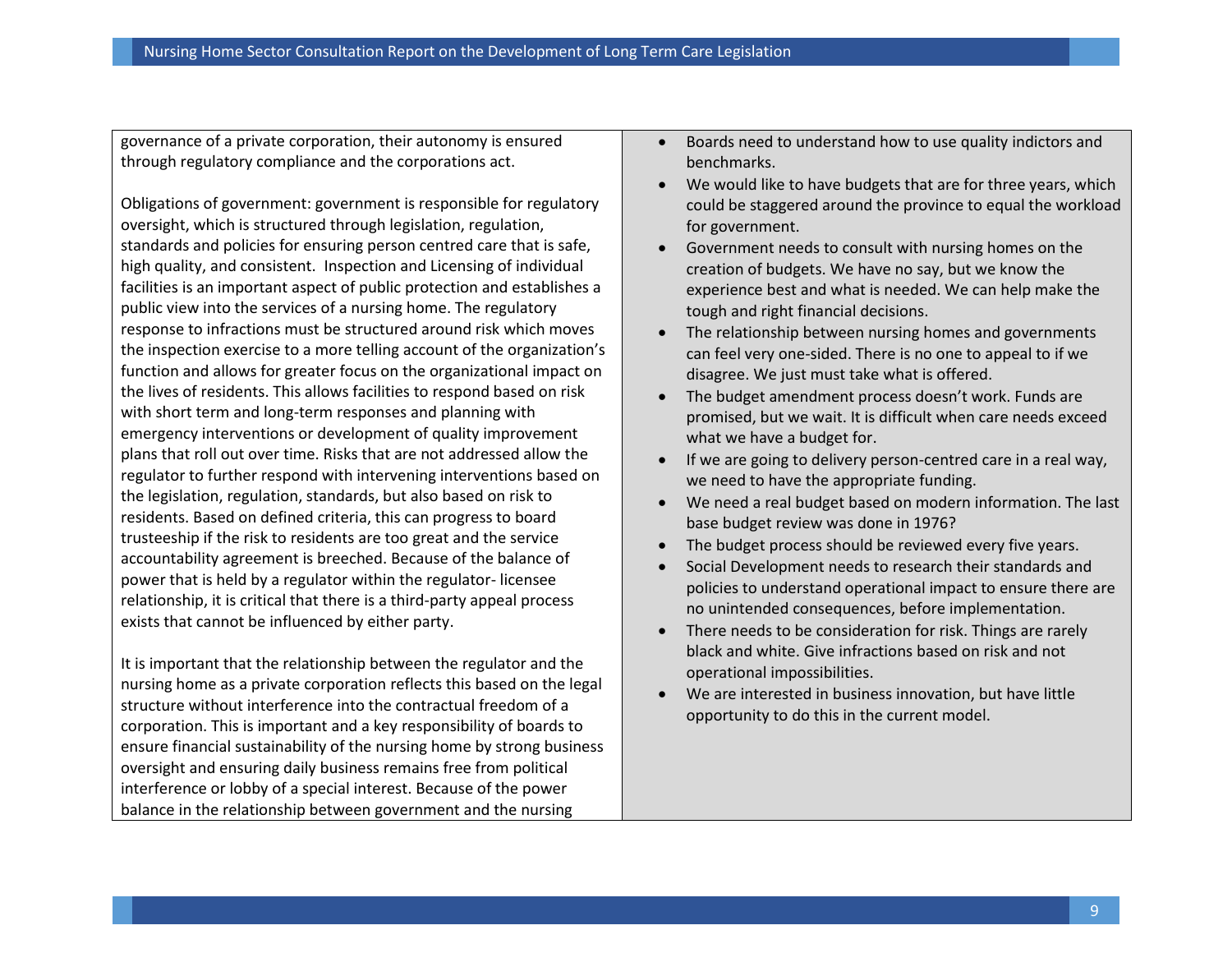governance of a private corporation, their autonomy is ensured through regulatory compliance and the corporations act.

Obligations of government: government is responsible for regulatory oversight, which is structured through legislation, regulation, standards and policies for ensuring person centred care that is safe, high quality, and consistent. Inspection and Licensing of individual facilities is an important aspect of public protection and establishes a public view into the services of a nursing home. The regulatory response to infractions must be structured around risk which moves the inspection exercise to a more telling account of the organization's function and allows for greater focus on the organizational impact on the lives of residents. This allows facilities to respond based on risk with short term and long-term responses and planning with emergency interventions or development of quality improvement plans that roll out over time. Risks that are not addressed allow the regulator to further respond with intervening interventions based on the legislation, regulation, standards, but also based on risk to residents. Based on defined criteria, this can progress to board trusteeship if the risk to residents are too great and the service accountability agreement is breeched. Because of the balance of power that is held by a regulator within the regulator- licensee relationship, it is critical that there is a third-party appeal process exists that cannot be influenced by either party.

It is important that the relationship between the regulator and the nursing home as a private corporation reflects this based on the legal structure without interference into the contractual freedom of a corporation. This is important and a key responsibility of boards to ensure financial sustainability of the nursing home by strong business oversight and ensuring daily business remains free from political interference or lobby of a special interest. Because of the power balance in the relationship between government and the nursing

- Boards need to understand how to use quality indictors and benchmarks.
- We would like to have budgets that are for three years, which could be staggered around the province to equal the workload for government.
- Government needs to consult with nursing homes on the creation of budgets. We have no say, but we know the experience best and what is needed. We can help make the tough and right financial decisions.
- The relationship between nursing homes and governments can feel very one-sided. There is no one to appeal to if we disagree. We just must take what is offered.
- The budget amendment process doesn't work. Funds are promised, but we wait. It is difficult when care needs exceed what we have a budget for.
- If we are going to delivery person-centred care in a real way, we need to have the appropriate funding.
- We need a real budget based on modern information. The last base budget review was done in 1976?
- The budget process should be reviewed every five years.
- Social Development needs to research their standards and policies to understand operational impact to ensure there are no unintended consequences, before implementation.
- There needs to be consideration for risk. Things are rarely black and white. Give infractions based on risk and not operational impossibilities.
- We are interested in business innovation, but have little opportunity to do this in the current model.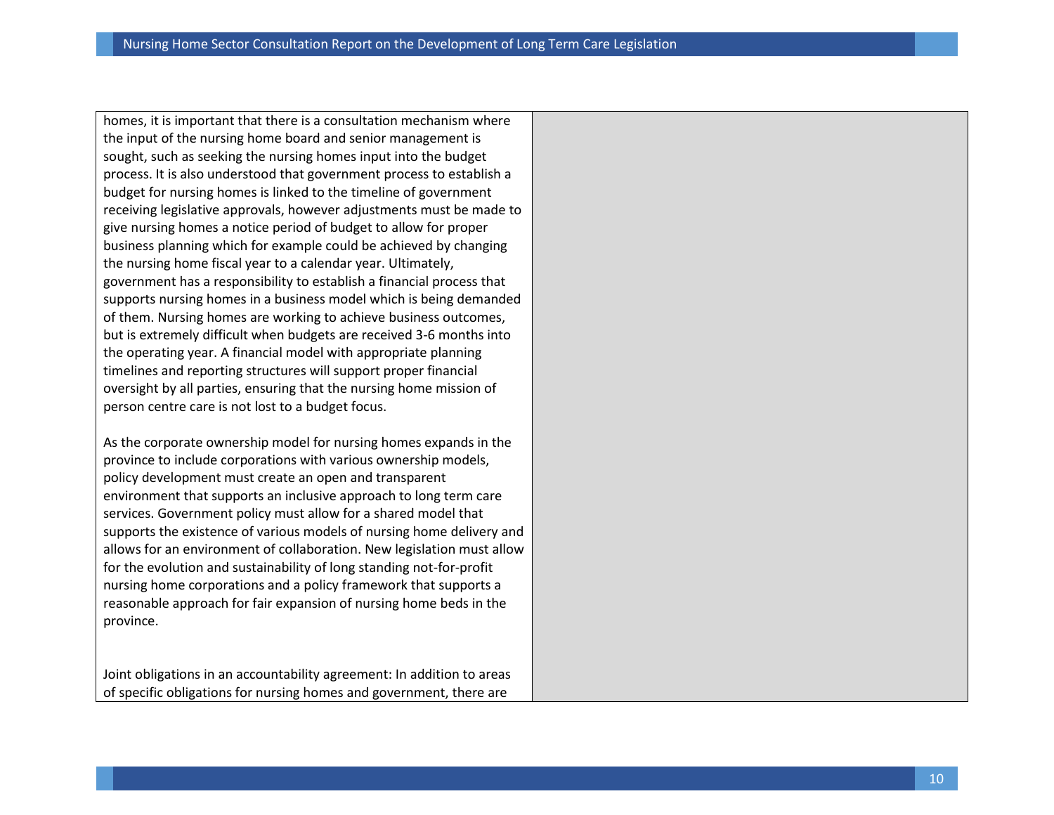homes, it is important that there is a consultation mechanism where the input of the nursing home board and senior management is sought, such as seeking the nursing homes input into the budget process. It is also understood that government process to establish a budget for nursing homes is linked to the timeline of government receiving legislative approvals, however adjustments must be made to give nursing homes a notice period of budget to allow for proper business planning which for example could be achieved by changing the nursing home fiscal year to a calendar year. Ultimately, government has a responsibility to establish a financial process that supports nursing homes in a business model which is being demanded of them. Nursing homes are working to achieve business outcomes, but is extremely difficult when budgets are received 3-6 months into the operating year. A financial model with appropriate planning timelines and reporting structures will support proper financial oversight by all parties, ensuring that the nursing home mission of person centre care is not lost to a budget focus.

As the corporate ownership model for nursing homes expands in the province to include corporations with various ownership models, policy development must create an open and transparent environment that supports an inclusive approach to long term care services. Government policy must allow for a shared model that supports the existence of various models of nursing home delivery and allows for an environment of collaboration. New legislation must allow for the evolution and sustainability of long standing not-for-profit nursing home corporations and a policy framework that supports a reasonable approach for fair expansion of nursing home beds in the province.

Joint obligations in an accountability agreement: In addition to areas of specific obligations for nursing homes and government, there are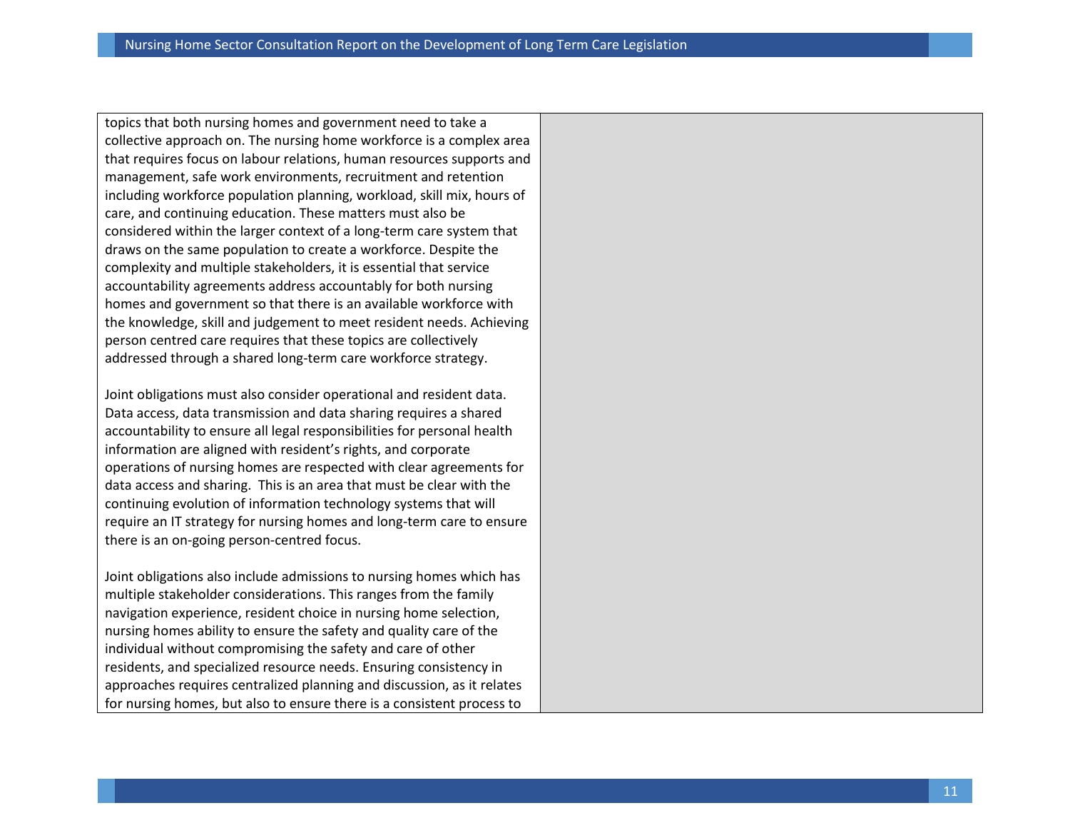topics that both nursing homes and government need to take a collective approach on. The nursing home workforce is a complex area that requires focus on labour relations, human resources supports and management, safe work environments, recruitment and retention including workforce population planning, workload, skill mix, hours of care, and continuing education. These matters must also be considered within the larger context of a long-term care system that draws on the same population to create a workforce. Despite the complexity and multiple stakeholders, it is essential that service accountability agreements address accountably for both nursing homes and government so that there is an available workforce with the knowledge, skill and judgement to meet resident needs. Achieving person centred care requires that these topics are collectively addressed through a shared long-term care workforce strategy.

Joint obligations must also consider operational and resident data. Data access, data transmission and data sharing requires a shared accountability to ensure all legal responsibilities for personal health information are aligned with resident's rights, and corporate operations of nursing homes are respected with clear agreements for data access and sharing. This is an area that must be clear with the continuing evolution of information technology systems that will require an IT strategy for nursing homes and long-term care to ensure there is an on-going person-centred focus.

Joint obligations also include admissions to nursing homes which has multiple stakeholder considerations. This ranges from the family navigation experience, resident choice in nursing home selection, nursing homes ability to ensure the safety and quality care of the individual without compromising the safety and care of other residents, and specialized resource needs. Ensuring consistency in approaches requires centralized planning and discussion, as it relates for nursing homes, but also to ensure there is a consistent process to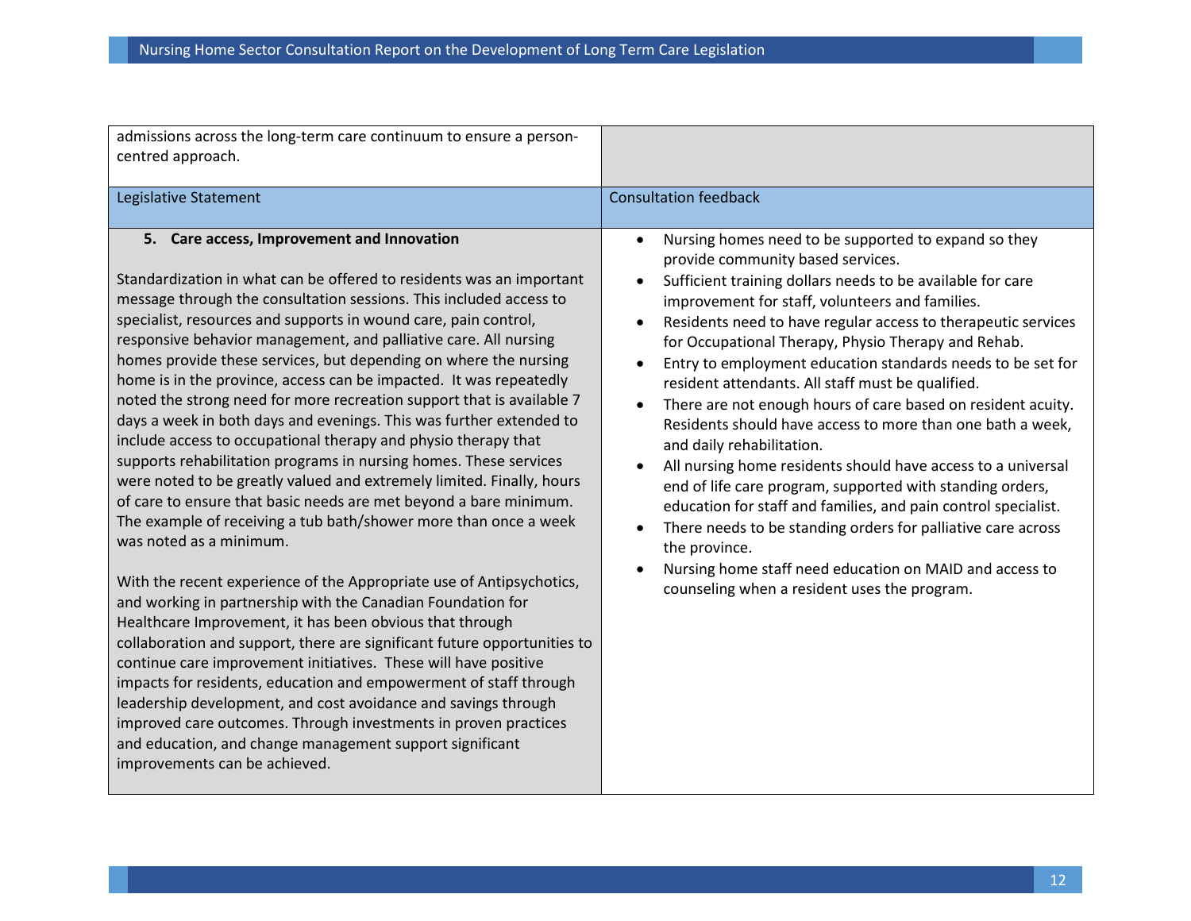| | |
|---|---|
| admissions across the long-term care continuum to ensure a person-centred approach. | |

| Legislative Statement | Consultation feedback |
|---|---|
| **5. Care access, Improvement and Innovation**<br><br>Standardization in what can be offered to residents was an important message through the consultation sessions. This included access to specialist, resources and supports in wound care, pain control, responsive behavior management, and palliative care. All nursing homes provide these services, but depending on where the nursing home is in the province, access can be impacted. It was repeatedly noted the strong need for more recreation support that is available 7 days a week in both days and evenings. This was further extended to include access to occupational therapy and physio therapy that supports rehabilitation programs in nursing homes. These services were noted to be greatly valued and extremely limited. Finally, hours of care to ensure that basic needs are met beyond a bare minimum. The example of receiving a tub bath/shower more than once a week was noted as a minimum.<br><br>With the recent experience of the Appropriate use of Antipsychotics, and working in partnership with the Canadian Foundation for Healthcare Improvement, it has been obvious that through collaboration and support, there are significant future opportunities to continue care improvement initiatives. These will have positive impacts for residents, education and empowerment of staff through leadership development, and cost avoidance and savings through improved care outcomes. Through investments in proven practices and education, and change management support significant improvements can be achieved. | • Nursing homes need to be supported to expand so they provide community based services.<br>• Sufficient training dollars needs to be available for care improvement for staff, volunteers and families.<br>• Residents need to have regular access to therapeutic services for Occupational Therapy, Physio Therapy and Rehab.<br>• Entry to employment education standards needs to be set for resident attendants. All staff must be qualified.<br>• There are not enough hours of care based on resident acuity. Residents should have access to more than one bath a week, and daily rehabilitation.<br>• All nursing home residents should have access to a universal end of life care program, supported with standing orders, education for staff and families, and pain control specialist.<br>• There needs to be standing orders for palliative care across the province.<br>• Nursing home staff need education on MAID and access to counseling when a resident uses the program. |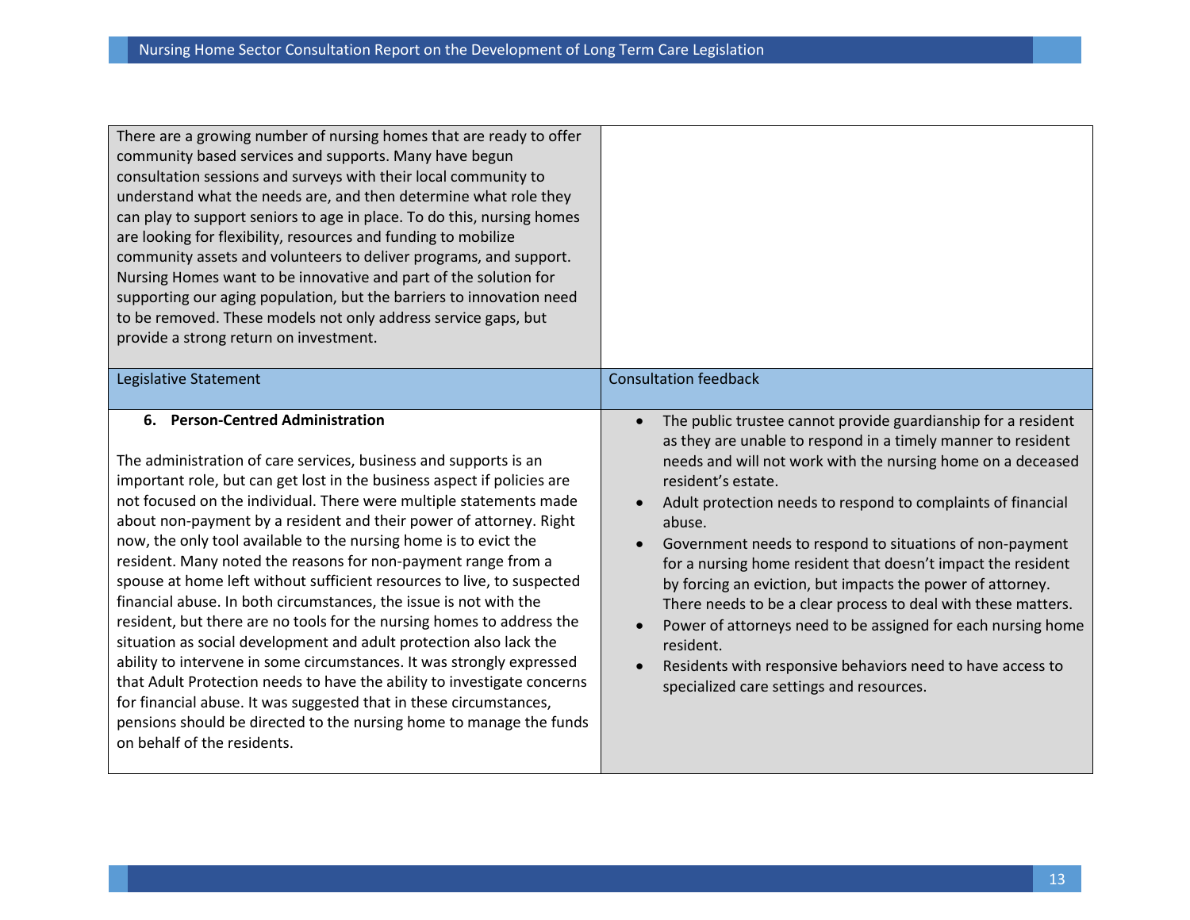| | |
|---|---|
| There are a growing number of nursing homes that are ready to offer community based services and supports. Many have begun consultation sessions and surveys with their local community to understand what the needs are, and then determine what role they can play to support seniors to age in place. To do this, nursing homes are looking for flexibility, resources and funding to mobilize community assets and volunteers to deliver programs, and support. Nursing Homes want to be innovative and part of the solution for supporting our aging population, but the barriers to innovation need to be removed. These models not only address service gaps, but provide a strong return on investment. | |
| **Legislative Statement** | **Consultation feedback** |
| **6. Person-Centred Administration**<br><br>The administration of care services, business and supports is an important role, but can get lost in the business aspect if policies are not focused on the individual. There were multiple statements made about non-payment by a resident and their power of attorney. Right now, the only tool available to the nursing home is to evict the resident. Many noted the reasons for non-payment range from a spouse at home left without sufficient resources to live, to suspected financial abuse. In both circumstances, the issue is not with the resident, but there are no tools for the nursing homes to address the situation as social development and adult protection also lack the ability to intervene in some circumstances. It was strongly expressed that Adult Protection needs to have the ability to investigate concerns for financial abuse. It was suggested that in these circumstances, pensions should be directed to the nursing home to manage the funds on behalf of the residents. | • The public trustee cannot provide guardianship for a resident as they are unable to respond in a timely manner to resident needs and will not work with the nursing home on a deceased resident's estate.<br>• Adult protection needs to respond to complaints of financial abuse.<br>• Government needs to respond to situations of non-payment for a nursing home resident that doesn't impact the resident by forcing an eviction, but impacts the power of attorney. There needs to be a clear process to deal with these matters.<br>• Power of attorneys need to be assigned for each nursing home resident.<br>• Residents with responsive behaviors need to have access to specialized care settings and resources. |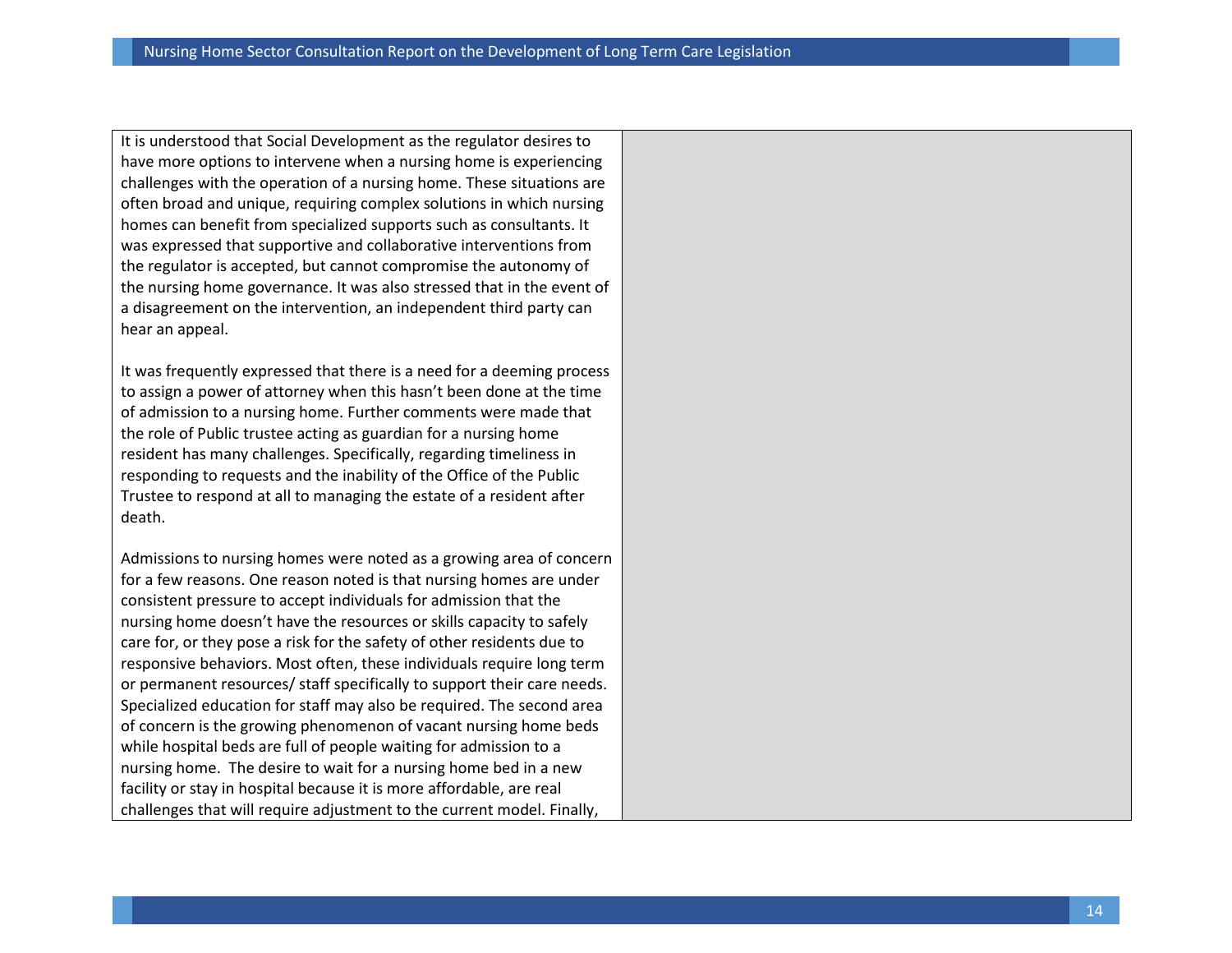It is understood that Social Development as the regulator desires to have more options to intervene when a nursing home is experiencing challenges with the operation of a nursing home. These situations are often broad and unique, requiring complex solutions in which nursing homes can benefit from specialized supports such as consultants. It was expressed that supportive and collaborative interventions from the regulator is accepted, but cannot compromise the autonomy of the nursing home governance. It was also stressed that in the event of a disagreement on the intervention, an independent third party can hear an appeal.

It was frequently expressed that there is a need for a deeming process to assign a power of attorney when this hasn't been done at the time of admission to a nursing home. Further comments were made that the role of Public trustee acting as guardian for a nursing home resident has many challenges. Specifically, regarding timeliness in responding to requests and the inability of the Office of the Public Trustee to respond at all to managing the estate of a resident after death.

Admissions to nursing homes were noted as a growing area of concern for a few reasons. One reason noted is that nursing homes are under consistent pressure to accept individuals for admission that the nursing home doesn't have the resources or skills capacity to safely care for, or they pose a risk for the safety of other residents due to responsive behaviors. Most often, these individuals require long term or permanent resources/ staff specifically to support their care needs. Specialized education for staff may also be required. The second area of concern is the growing phenomenon of vacant nursing home beds while hospital beds are full of people waiting for admission to a nursing home. The desire to wait for a nursing home bed in a new facility or stay in hospital because it is more affordable, are real challenges that will require adjustment to the current model. Finally,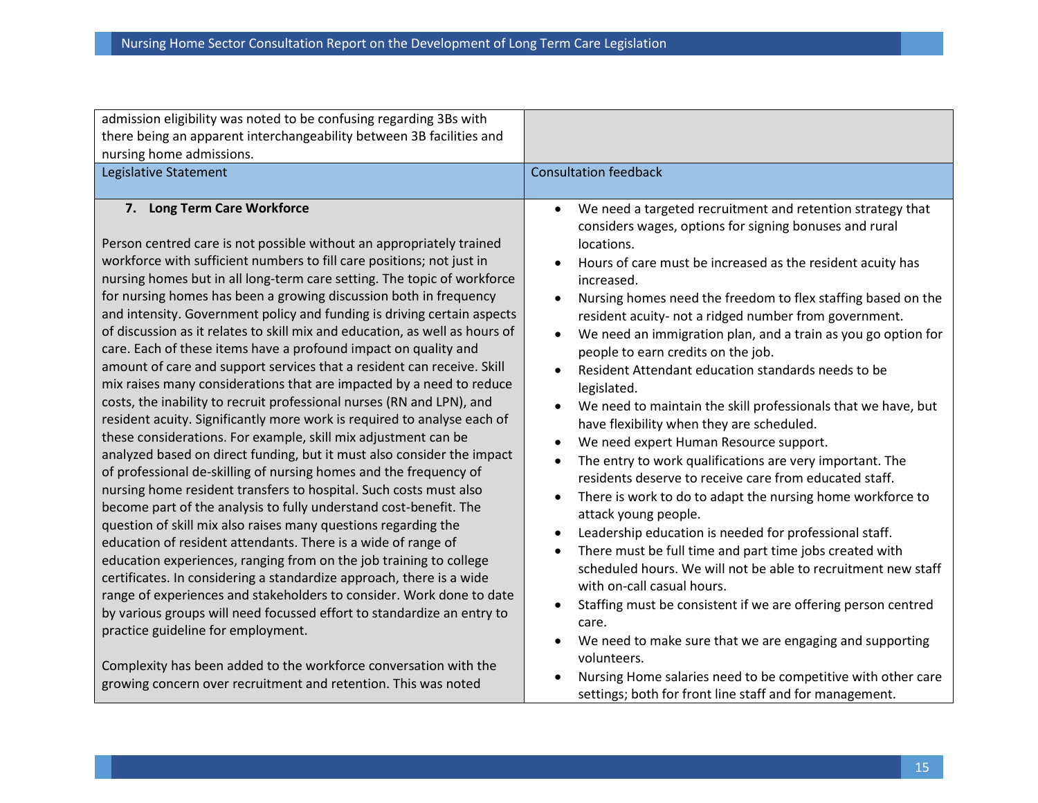| | |
|---|---|
| admission eligibility was noted to be confusing regarding 3Bs with there being an apparent interchangeability between 3B facilities and nursing home admissions. | |
| Legislative Statement | Consultation feedback |
| **7. Long Term Care Workforce**<br><br>Person centred care is not possible without an appropriately trained workforce with sufficient numbers to fill care positions; not just in nursing homes but in all long-term care setting. The topic of workforce for nursing homes has been a growing discussion both in frequency and intensity. Government policy and funding is driving certain aspects of discussion as it relates to skill mix and education, as well as hours of care. Each of these items have a profound impact on quality and amount of care and support services that a resident can receive. Skill mix raises many considerations that are impacted by a need to reduce costs, the inability to recruit professional nurses (RN and LPN), and resident acuity. Significantly more work is required to analyse each of these considerations. For example, skill mix adjustment can be analyzed based on direct funding, but it must also consider the impact of professional de-skilling of nursing homes and the frequency of nursing home resident transfers to hospital. Such costs must also become part of the analysis to fully understand cost-benefit. The question of skill mix also raises many questions regarding the education of resident attendants. There is a wide of range of education experiences, ranging from on the job training to college certificates. In considering a standardize approach, there is a wide range of experiences and stakeholders to consider. Work done to date by various groups will need focussed effort to standardize an entry to practice guideline for employment.<br><br>Complexity has been added to the workforce conversation with the growing concern over recruitment and retention. This was noted | • We need a targeted recruitment and retention strategy that considers wages, options for signing bonuses and rural locations.<br>• Hours of care must be increased as the resident acuity has increased.<br>• Nursing homes need the freedom to flex staffing based on the resident acuity- not a ridged number from government.<br>• We need an immigration plan, and a train as you go option for people to earn credits on the job.<br>• Resident Attendant education standards needs to be legislated.<br>• We need to maintain the skill professionals that we have, but have flexibility when they are scheduled.<br>• We need expert Human Resource support.<br>• The entry to work qualifications are very important. The residents deserve to receive care from educated staff.<br>• There is work to do to adapt the nursing home workforce to attack young people.<br>• Leadership education is needed for professional staff.<br>• There must be full time and part time jobs created with scheduled hours. We will not be able to recruitment new staff with on-call casual hours.<br>• Staffing must be consistent if we are offering person centred care.<br>• We need to make sure that we are engaging and supporting volunteers.<br>• Nursing Home salaries need to be competitive with other care settings; both for front line staff and for management. |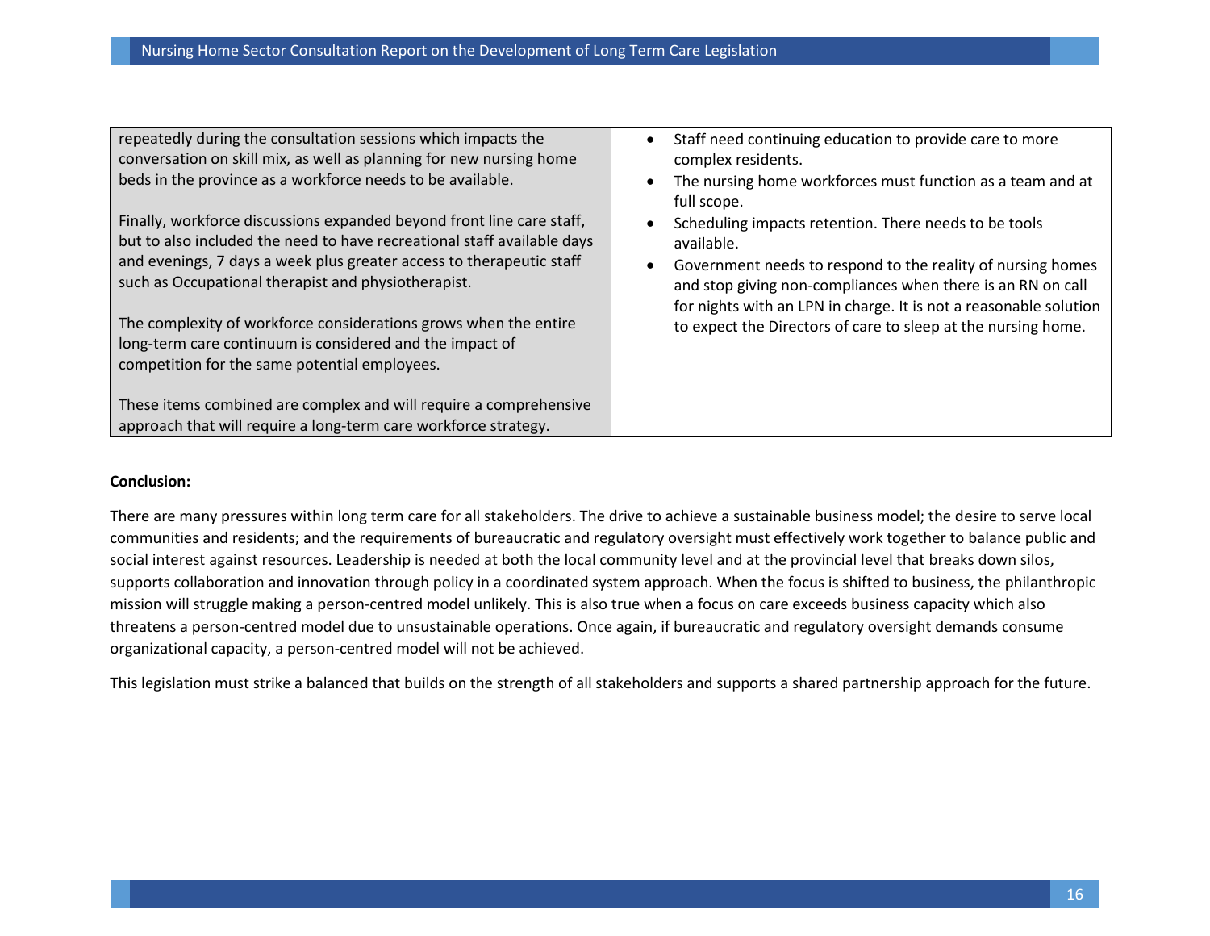| | |
|---|---|
| repeatedly during the consultation sessions which impacts the conversation on skill mix, as well as planning for new nursing home beds in the province as a workforce needs to be available.<br><br>Finally, workforce discussions expanded beyond front line care staff, but to also included the need to have recreational staff available days and evenings, 7 days a week plus greater access to therapeutic staff such as Occupational therapist and physiotherapist.<br><br>The complexity of workforce considerations grows when the entire long-term care continuum is considered and the impact of competition for the same potential employees.<br><br>These items combined are complex and will require a comprehensive approach that will require a long-term care workforce strategy. | • Staff need continuing education to provide care to more complex residents.<br>• The nursing home workforces must function as a team and at full scope.<br>• Scheduling impacts retention. There needs to be tools available.<br>• Government needs to respond to the reality of nursing homes and stop giving non-compliances when there is an RN on call for nights with an LPN in charge. It is not a reasonable solution to expect the Directors of care to sleep at the nursing home. |

**Conclusion:**

There are many pressures within long term care for all stakeholders. The drive to achieve a sustainable business model; the desire to serve local communities and residents; and the requirements of bureaucratic and regulatory oversight must effectively work together to balance public and social interest against resources. Leadership is needed at both the local community level and at the provincial level that breaks down silos, supports collaboration and innovation through policy in a coordinated system approach. When the focus is shifted to business, the philanthropic mission will struggle making a person-centred model unlikely. This is also true when a focus on care exceeds business capacity which also threatens a person-centred model due to unsustainable operations. Once again, if bureaucratic and regulatory oversight demands consume organizational capacity, a person-centred model will not be achieved.

This legislation must strike a balanced that builds on the strength of all stakeholders and supports a shared partnership approach for the future.